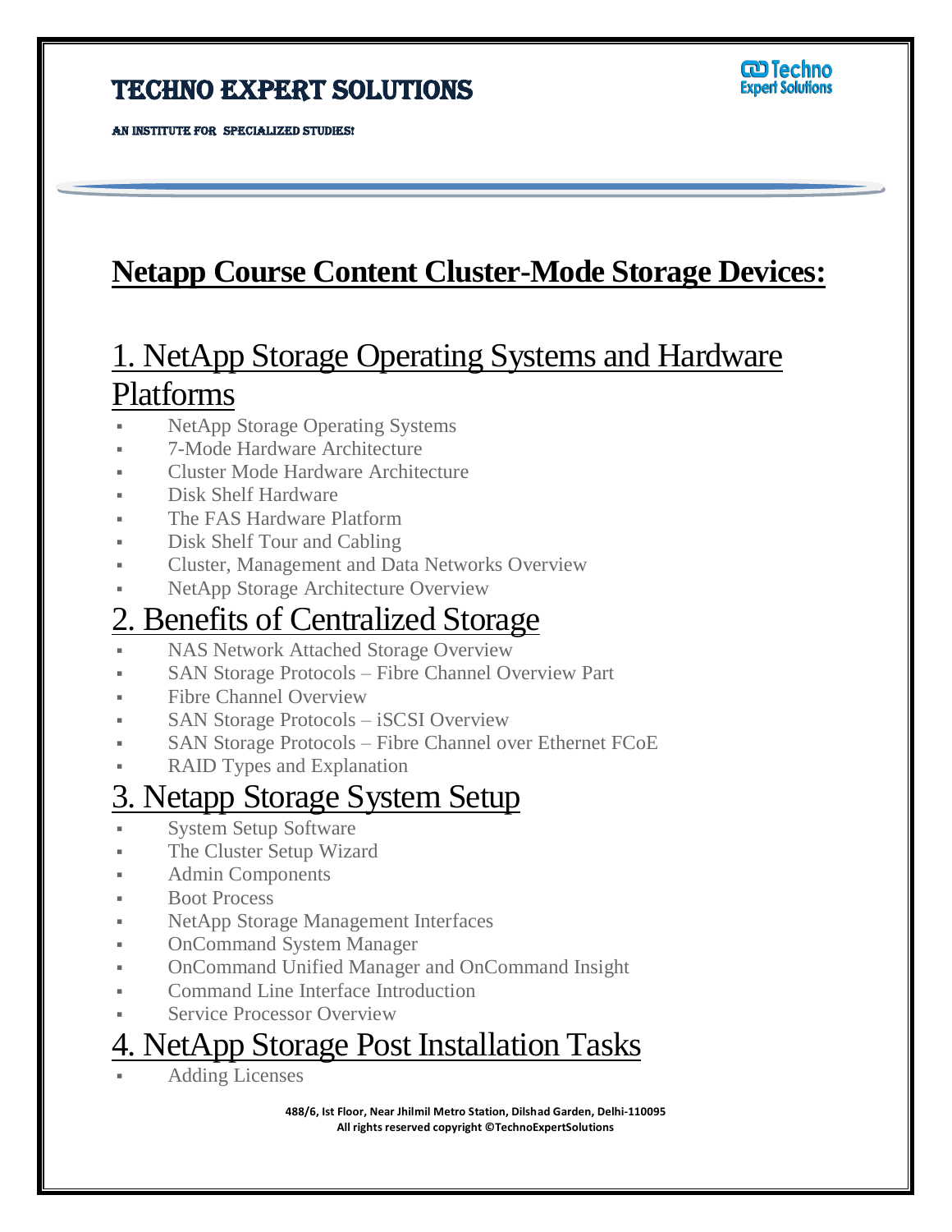# TECHNO EXPERT SOLUTIONS

AN INSTITUTE FOR SPECIALIZED STUDIES!

## Netapp Course Content Cluster-Mode Storage Devices:

## 1. NetApp Storage Operating Systems and Hardware Platforms

- NetApp Storage Operating Systems
- 7-Mode Hardware Architecture
- Cluster Mode Hardware Architecture
- Disk Shelf Hardware
- The FAS Hardware Platform
- Disk Shelf Tour and Cabling
- Cluster, Management and Data Networks Overview
- NetApp Storage Architecture Overview

## 2. Benefits of Centralized Storage

- NAS Network Attached Storage Overview
- SAN Storage Protocols – Fibre Channel Overview Part
- Fibre Channel Overview
- SAN Storage Protocols – iSCSI Overview
- SAN Storage Protocols – Fibre Channel over Ethernet FCoE
- RAID Types and Explanation

## 3. Netapp Storage System Setup

- System Setup Software
- The Cluster Setup Wizard
- Admin Components
- Boot Process
- NetApp Storage Management Interfaces
- OnCommand System Manager
- OnCommand Unified Manager and OnCommand Insight
- Command Line Interface Introduction
- Service Processor Overview

## 4. NetApp Storage Post Installation Tasks

- Adding Licenses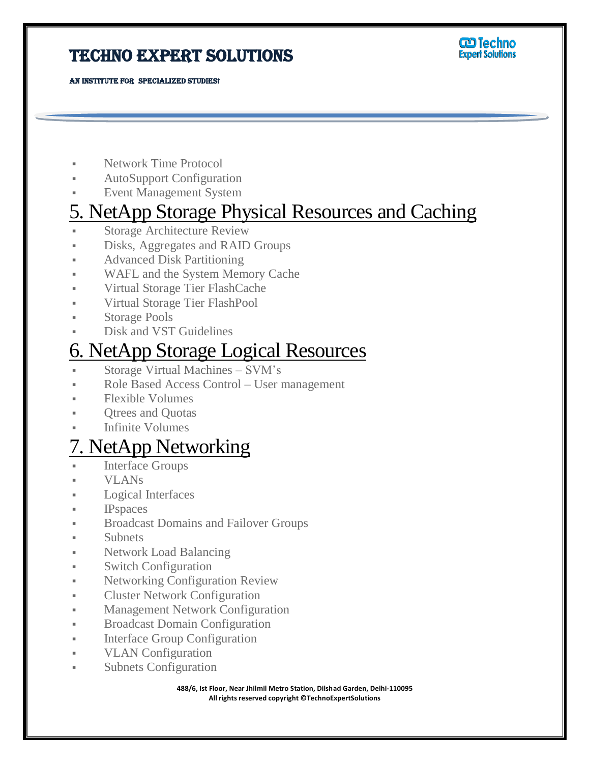- Network Time Protocol
- AutoSupport Configuration
- Event Management System

# 5. NetApp Storage Physical Resources and Caching

- Storage Architecture Review
- Disks, Aggregates and RAID Groups
- Advanced Disk Partitioning
- WAFL and the System Memory Cache
- Virtual Storage Tier FlashCache
- Virtual Storage Tier FlashPool
- Storage Pools
- Disk and VST Guidelines

# 6. NetApp Storage Logical Resources

- Storage Virtual Machines – SVM's
- Role Based Access Control – User management
- Flexible Volumes
- Qtrees and Quotas
- Infinite Volumes

# 7. NetApp Networking

- Interface Groups
- VLANs
- Logical Interfaces
- IPspaces
- Broadcast Domains and Failover Groups
- Subnets
- Network Load Balancing
- Switch Configuration
- Networking Configuration Review
- Cluster Network Configuration
- Management Network Configuration
- Broadcast Domain Configuration
- Interface Group Configuration
- VLAN Configuration
- Subnets Configuration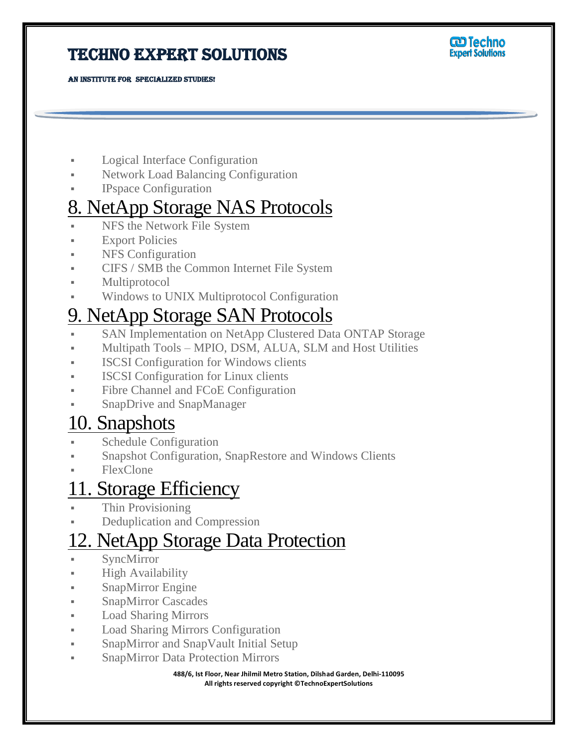- Logical Interface Configuration
- Network Load Balancing Configuration
- IPspace Configuration

## 8. NetApp Storage NAS Protocols

- NFS the Network File System
- Export Policies
- NFS Configuration
- CIFS / SMB the Common Internet File System
- Multiprotocol
- Windows to UNIX Multiprotocol Configuration

## 9. NetApp Storage SAN Protocols

- SAN Implementation on NetApp Clustered Data ONTAP Storage
- Multipath Tools – MPIO, DSM, ALUA, SLM and Host Utilities
- ISCSI Configuration for Windows clients
- ISCSI Configuration for Linux clients
- Fibre Channel and FCoE Configuration
- SnapDrive and SnapManager

## 10. Snapshots

- Schedule Configuration
- Snapshot Configuration, SnapRestore and Windows Clients
- FlexClone

## 11. Storage Efficiency

- Thin Provisioning
- Deduplication and Compression

## 12. NetApp Storage Data Protection

- SyncMirror
- High Availability
- SnapMirror Engine
- SnapMirror Cascades
- Load Sharing Mirrors
- Load Sharing Mirrors Configuration
- SnapMirror and SnapVault Initial Setup
- SnapMirror Data Protection Mirrors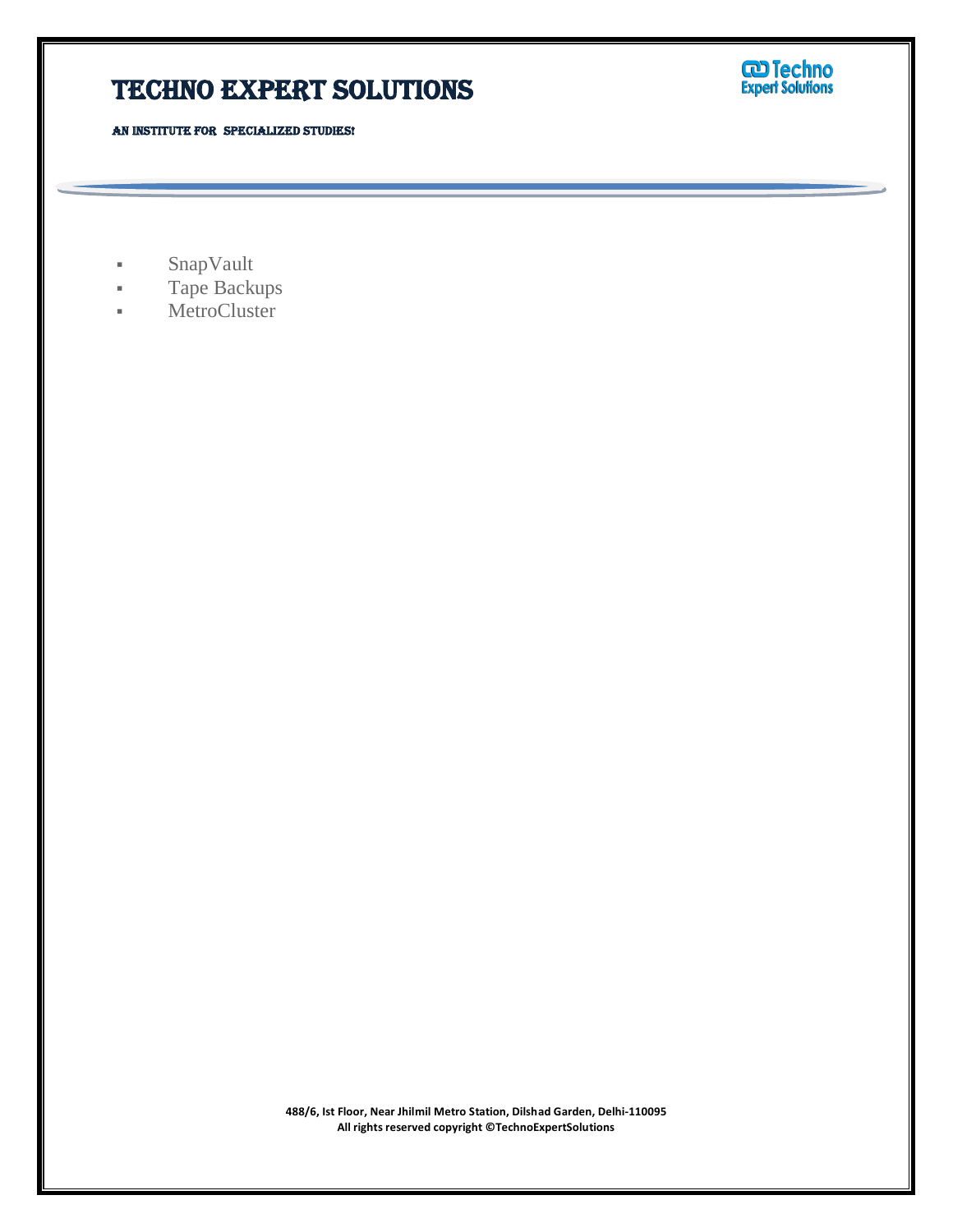- SnapVault
- Tape Backups
- MetroCluster